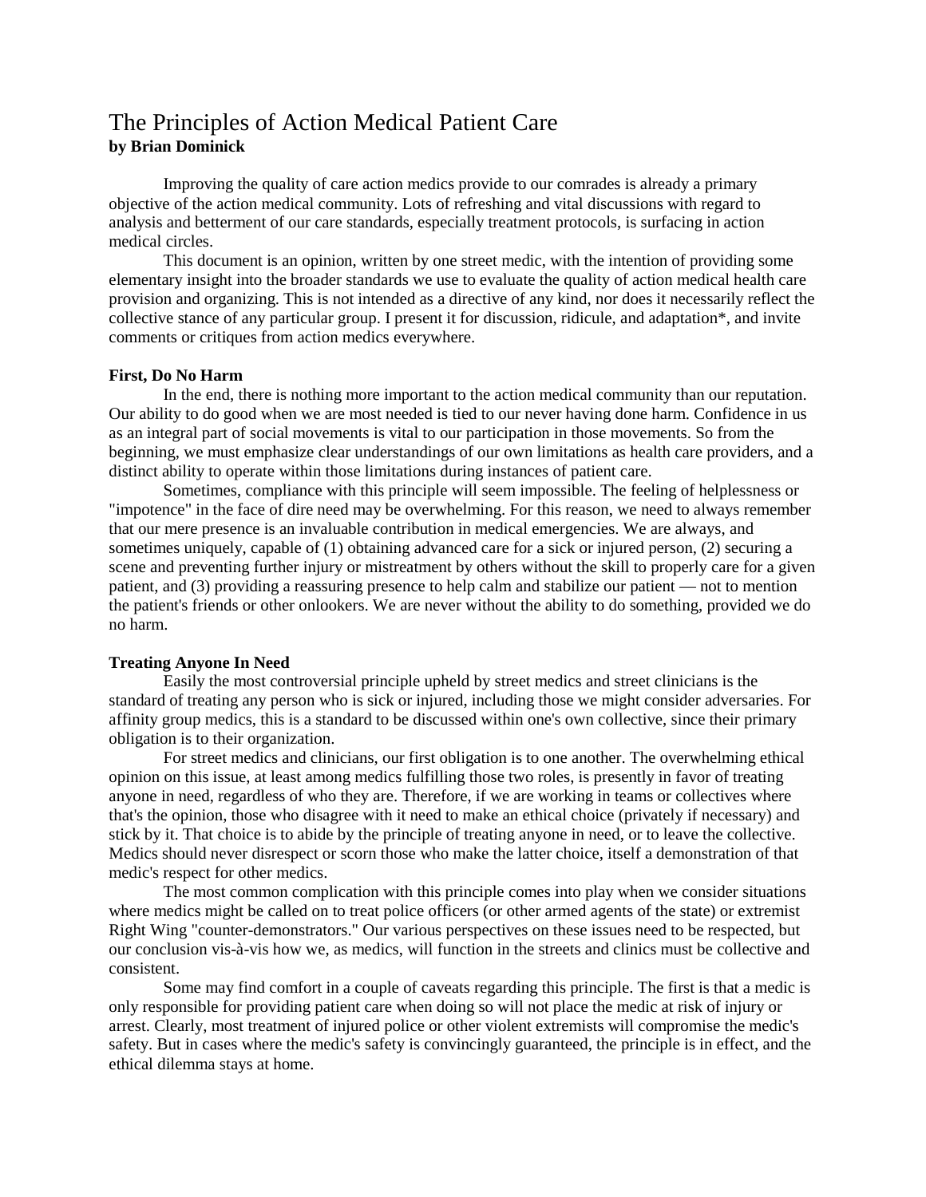# The Principles of Action Medical Patient Care

**by Brian Dominick**

Improving the quality of care action medics provide to our comrades is already a primary objective of the action medical community. Lots of refreshing and vital discussions with regard to analysis and betterment of our care standards, especially treatment protocols, is surfacing in action medical circles.

This document is an opinion, written by one street medic, with the intention of providing some elementary insight into the broader standards we use to evaluate the quality of action medical health care provision and organizing. This is not intended as a directive of any kind, nor does it necessarily reflect the collective stance of any particular group. I present it for discussion, ridicule, and adaptation*, and invite comments or critiques from action medics everywhere.

## First, Do No Harm

In the end, there is nothing more important to the action medical community than our reputation. Our ability to do good when we are most needed is tied to our never having done harm. Confidence in us as an integral part of social movements is vital to our participation in those movements. So from the beginning, we must emphasize clear understandings of our own limitations as health care providers, and a distinct ability to operate within those limitations during instances of patient care.

Sometimes, compliance with this principle will seem impossible. The feeling of helplessness or "impotence" in the face of dire need may be overwhelming. For this reason, we need to always remember that our mere presence is an invaluable contribution in medical emergencies. We are always, and sometimes uniquely, capable of (1) obtaining advanced care for a sick or injured person, (2) securing a scene and preventing further injury or mistreatment by others without the skill to properly care for a given patient, and (3) providing a reassuring presence to help calm and stabilize our patient — not to mention the patient's friends or other onlookers. We are never without the ability to do something, provided we do no harm.

## Treating Anyone In Need

Easily the most controversial principle upheld by street medics and street clinicians is the standard of treating any person who is sick or injured, including those we might consider adversaries. For affinity group medics, this is a standard to be discussed within one's own collective, since their primary obligation is to their organization.

For street medics and clinicians, our first obligation is to one another. The overwhelming ethical opinion on this issue, at least among medics fulfilling those two roles, is presently in favor of treating anyone in need, regardless of who they are. Therefore, if we are working in teams or collectives where that's the opinion, those who disagree with it need to make an ethical choice (privately if necessary) and stick by it. That choice is to abide by the principle of treating anyone in need, or to leave the collective. Medics should never disrespect or scorn those who make the latter choice, itself a demonstration of that medic's respect for other medics.

The most common complication with this principle comes into play when we consider situations where medics might be called on to treat police officers (or other armed agents of the state) or extremist Right Wing "counter-demonstrators." Our various perspectives on these issues need to be respected, but our conclusion vis-à-vis how we, as medics, will function in the streets and clinics must be collective and consistent.

Some may find comfort in a couple of caveats regarding this principle. The first is that a medic is only responsible for providing patient care when doing so will not place the medic at risk of injury or arrest. Clearly, most treatment of injured police or other violent extremists will compromise the medic's safety. But in cases where the medic's safety is convincingly guaranteed, the principle is in effect, and the ethical dilemma stays at home.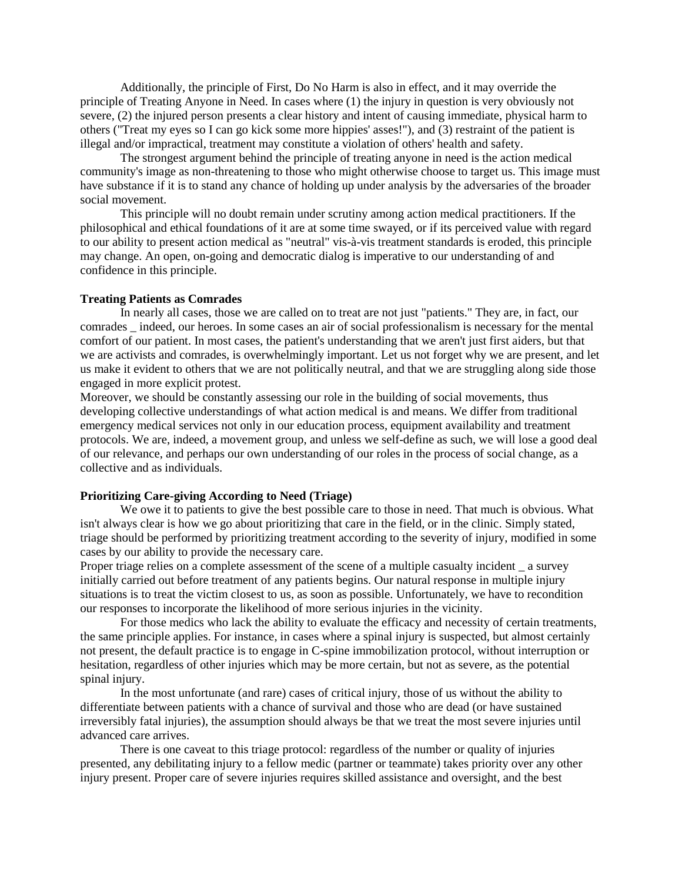Additionally, the principle of First, Do No Harm is also in effect, and it may override the principle of Treating Anyone in Need. In cases where (1) the injury in question is very obviously not severe, (2) the injured person presents a clear history and intent of causing immediate, physical harm to others ("Treat my eyes so I can go kick some more hippies' asses!"), and (3) restraint of the patient is illegal and/or impractical, treatment may constitute a violation of others' health and safety.

The strongest argument behind the principle of treating anyone in need is the action medical community's image as non-threatening to those who might otherwise choose to target us. This image must have substance if it is to stand any chance of holding up under analysis by the adversaries of the broader social movement.

This principle will no doubt remain under scrutiny among action medical practitioners. If the philosophical and ethical foundations of it are at some time swayed, or if its perceived value with regard to our ability to present action medical as "neutral" vis-à-vis treatment standards is eroded, this principle may change. An open, on-going and democratic dialog is imperative to our understanding of and confidence in this principle.

**Treating Patients as Comrades**

In nearly all cases, those we are called on to treat are not just "patients." They are, in fact, our comrades _ indeed, our heroes. In some cases an air of social professionalism is necessary for the mental comfort of our patient. In most cases, the patient's understanding that we aren't just first aiders, but that we are activists and comrades, is overwhelmingly important. Let us not forget why we are present, and let us make it evident to others that we are not politically neutral, and that we are struggling along side those engaged in more explicit protest.

Moreover, we should be constantly assessing our role in the building of social movements, thus developing collective understandings of what action medical is and means. We differ from traditional emergency medical services not only in our education process, equipment availability and treatment protocols. We are, indeed, a movement group, and unless we self-define as such, we will lose a good deal of our relevance, and perhaps our own understanding of our roles in the process of social change, as a collective and as individuals.

**Prioritizing Care-giving According to Need (Triage)**

We owe it to patients to give the best possible care to those in need. That much is obvious. What isn't always clear is how we go about prioritizing that care in the field, or in the clinic. Simply stated, triage should be performed by prioritizing treatment according to the severity of injury, modified in some cases by our ability to provide the necessary care.

Proper triage relies on a complete assessment of the scene of a multiple casualty incident _ a survey initially carried out before treatment of any patients begins. Our natural response in multiple injury situations is to treat the victim closest to us, as soon as possible. Unfortunately, we have to recondition our responses to incorporate the likelihood of more serious injuries in the vicinity.

For those medics who lack the ability to evaluate the efficacy and necessity of certain treatments, the same principle applies. For instance, in cases where a spinal injury is suspected, but almost certainly not present, the default practice is to engage in C-spine immobilization protocol, without interruption or hesitation, regardless of other injuries which may be more certain, but not as severe, as the potential spinal injury.

In the most unfortunate (and rare) cases of critical injury, those of us without the ability to differentiate between patients with a chance of survival and those who are dead (or have sustained irreversibly fatal injuries), the assumption should always be that we treat the most severe injuries until advanced care arrives.

There is one caveat to this triage protocol: regardless of the number or quality of injuries presented, any debilitating injury to a fellow medic (partner or teammate) takes priority over any other injury present. Proper care of severe injuries requires skilled assistance and oversight, and the best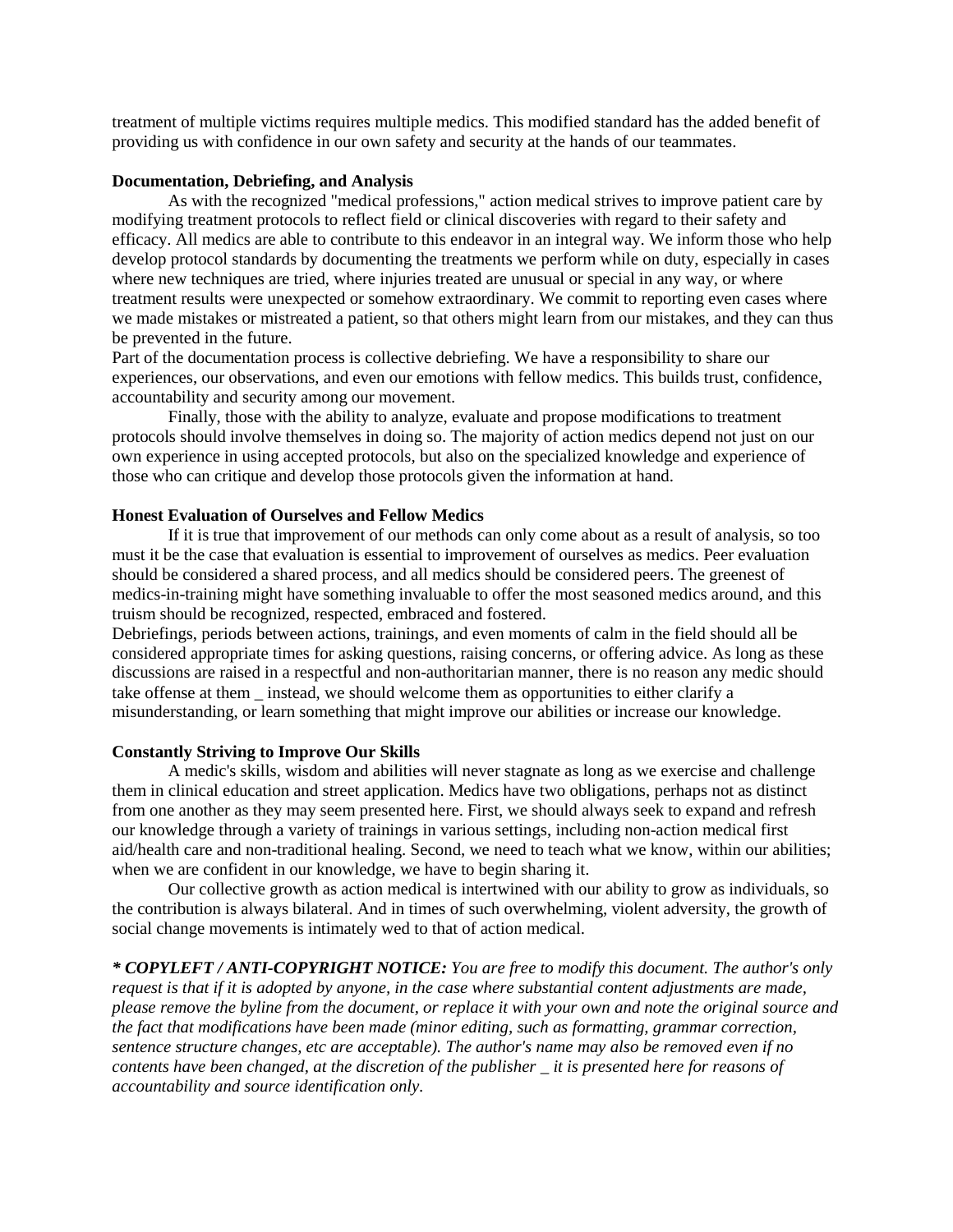treatment of multiple victims requires multiple medics. This modified standard has the added benefit of providing us with confidence in our own safety and security at the hands of our teammates.

**Documentation, Debriefing, and Analysis**

As with the recognized "medical professions," action medical strives to improve patient care by modifying treatment protocols to reflect field or clinical discoveries with regard to their safety and efficacy. All medics are able to contribute to this endeavor in an integral way. We inform those who help develop protocol standards by documenting the treatments we perform while on duty, especially in cases where new techniques are tried, where injuries treated are unusual or special in any way, or where treatment results were unexpected or somehow extraordinary. We commit to reporting even cases where we made mistakes or mistreated a patient, so that others might learn from our mistakes, and they can thus be prevented in the future.

Part of the documentation process is collective debriefing. We have a responsibility to share our experiences, our observations, and even our emotions with fellow medics. This builds trust, confidence, accountability and security among our movement.

Finally, those with the ability to analyze, evaluate and propose modifications to treatment protocols should involve themselves in doing so. The majority of action medics depend not just on our own experience in using accepted protocols, but also on the specialized knowledge and experience of those who can critique and develop those protocols given the information at hand.

**Honest Evaluation of Ourselves and Fellow Medics**

If it is true that improvement of our methods can only come about as a result of analysis, so too must it be the case that evaluation is essential to improvement of ourselves as medics. Peer evaluation should be considered a shared process, and all medics should be considered peers. The greenest of medics-in-training might have something invaluable to offer the most seasoned medics around, and this truism should be recognized, respected, embraced and fostered.

Debriefings, periods between actions, trainings, and even moments of calm in the field should all be considered appropriate times for asking questions, raising concerns, or offering advice. As long as these discussions are raised in a respectful and non-authoritarian manner, there is no reason any medic should take offense at them _ instead, we should welcome them as opportunities to either clarify a misunderstanding, or learn something that might improve our abilities or increase our knowledge.

**Constantly Striving to Improve Our Skills**

A medic's skills, wisdom and abilities will never stagnate as long as we exercise and challenge them in clinical education and street application. Medics have two obligations, perhaps not as distinct from one another as they may seem presented here. First, we should always seek to expand and refresh our knowledge through a variety of trainings in various settings, including non-action medical first aid/health care and non-traditional healing. Second, we need to teach what we know, within our abilities; when we are confident in our knowledge, we have to begin sharing it.

Our collective growth as action medical is intertwined with our ability to grow as individuals, so the contribution is always bilateral. And in times of such overwhelming, violent adversity, the growth of social change movements is intimately wed to that of action medical.

***\* COPYLEFT / ANTI-COPYRIGHT NOTICE:*** *You are free to modify this document. The author's only request is that if it is adopted by anyone, in the case where substantial content adjustments are made, please remove the byline from the document, or replace it with your own and note the original source and the fact that modifications have been made (minor editing, such as formatting, grammar correction, sentence structure changes, etc are acceptable). The author's name may also be removed even if no contents have been changed, at the discretion of the publisher _ it is presented here for reasons of accountability and source identification only.*